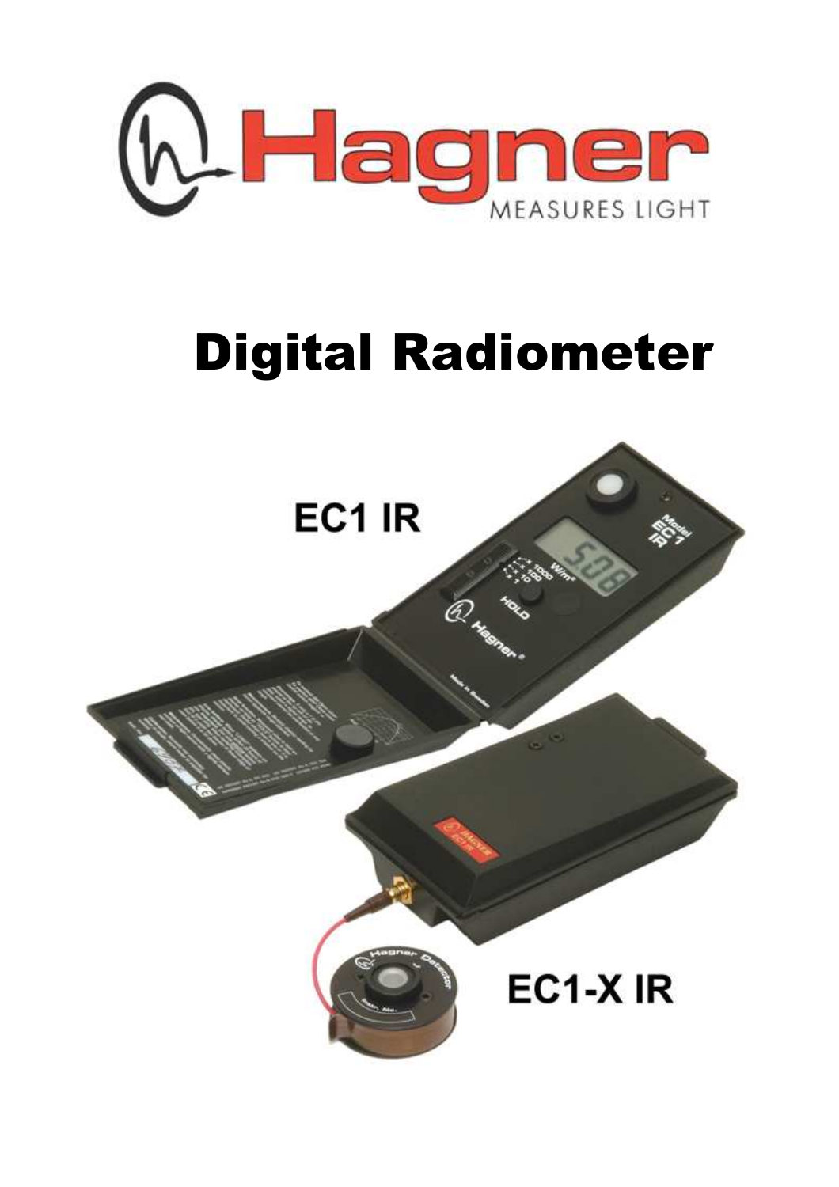Hagner

MEASURES LIGHT

# Digital Radiometer

EC1 IR

EC1-X IR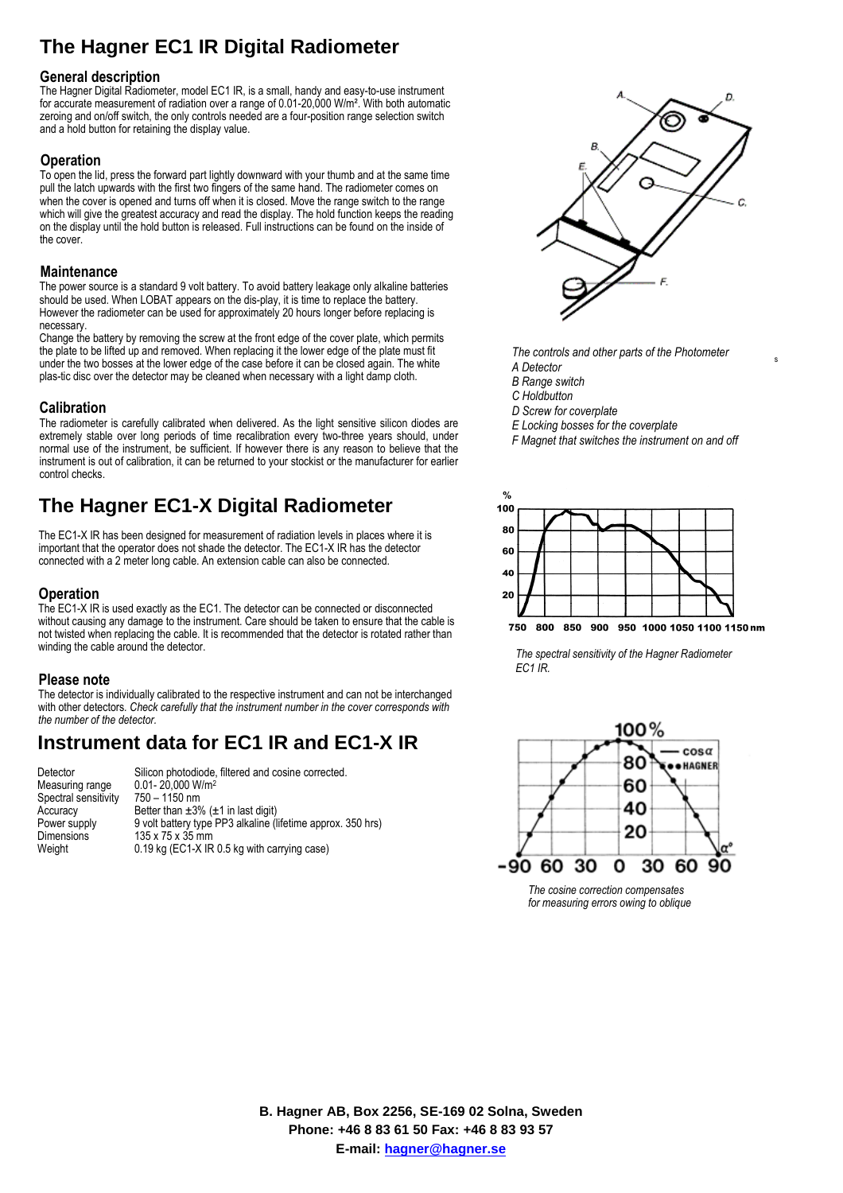# The Hagner EC1 IR Digital Radiometer

### General description

The Hagner Digital Radiometer, model EC1 IR, is a small, handy and easy-to-use instrument for accurate measurement of radiation over a range of 0.01-20,000 W/m². With both automatic zeroing and on/off switch, the only controls needed are a four-position range selection switch and a hold button for retaining the display value.

### Operation

To open the lid, press the forward part lightly downward with your thumb and at the same time pull the latch upwards with the first two fingers of the same hand. The radiometer comes on when the cover is opened and turns off when it is closed. Move the range switch to the range which will give the greatest accuracy and read the display. The hold function keeps the reading on the display until the hold button is released. Full instructions can be found on the inside of the cover.

### Maintenance

The power source is a standard 9 volt battery. To avoid battery leakage only alkaline batteries should be used. When LOBAT appears on the dis-play, it is time to replace the battery. However the radiometer can be used for approximately 20 hours longer before replacing is necessary.

Change the battery by removing the screw at the front edge of the cover plate, which permits the plate to be lifted up and removed. When replacing it the lower edge of the plate must fit under the two bosses at the lower edge of the case before it can be closed again. The white plas-tic disc over the detector may be cleaned when necessary with a light damp cloth.

### Calibration

The radiometer is carefully calibrated when delivered. As the light sensitive silicon diodes are extremely stable over long periods of time recalibration every two-three years should, under normal use of the instrument, be sufficient. If however there is any reason to believe that the instrument is out of calibration, it can be returned to your stockist or the manufacturer for earlier control checks.

A. D. B. E. C. F.

*The controls and other parts of the Photometer*
*A Detector*
*B Range switch*
*C Holdbutton*
*D Screw for coverplate*
*E Locking bosses for the coverplate*
*F Magnet that switches the instrument on and off*

%
100
80
60
40
20
750 800 850 900 950 1000 1050 1100 1150 nm

*The spectral sensitivity of the Hagner Radiometer EC1 IR.*

# The Hagner EC1-X Digital Radiometer

The EC1-X IR has been designed for measurement of radiation levels in places where it is important that the operator does not shade the detector. The EC1-X IR has the detector connected with a 2 meter long cable. An extension cable can also be connected.

### Operation

The EC1-X IR is used exactly as the EC1. The detector can be connected or disconnected without causing any damage to the instrument. Care should be taken to ensure that the cable is not twisted when replacing the cable. It is recommended that the detector is rotated rather than winding the cable around the detector.

### Please note

The detector is individually calibrated to the respective instrument and can not be interchanged with other detectors. *Check carefully that the instrument number in the cover corresponds with the number of the detector.*

# Instrument data for EC1 IR and EC1-X IR

| | |
|---|---|
| Detector | Silicon photodiode, filtered and cosine corrected. |
| Measuring range | 0.01- 20,000 W/m² |
| Spectral sensitivity | 750 – 1150 nm |
| Accuracy | Better than ±3% (±1 in last digit) |
| Power supply | 9 volt battery type PP3 alkaline (lifetime approx. 350 hrs) |
| Dimensions | 135 x 75 x 35 mm |
| Weight | 0.19 kg (EC1-X IR 0.5 kg with carrying case) |

100%
80
60
40
20
cos α
HAGNER
α°
-90 60 30 0 30 60 90

*The cosine correction compensates for measuring errors owing to oblique*

**B. Hagner AB, Box 2256, SE-169 02 Solna, Sweden**
**Phone: +46 8 83 61 50 Fax: +46 8 83 93 57**
**E-mail: hagner@hagner.se**